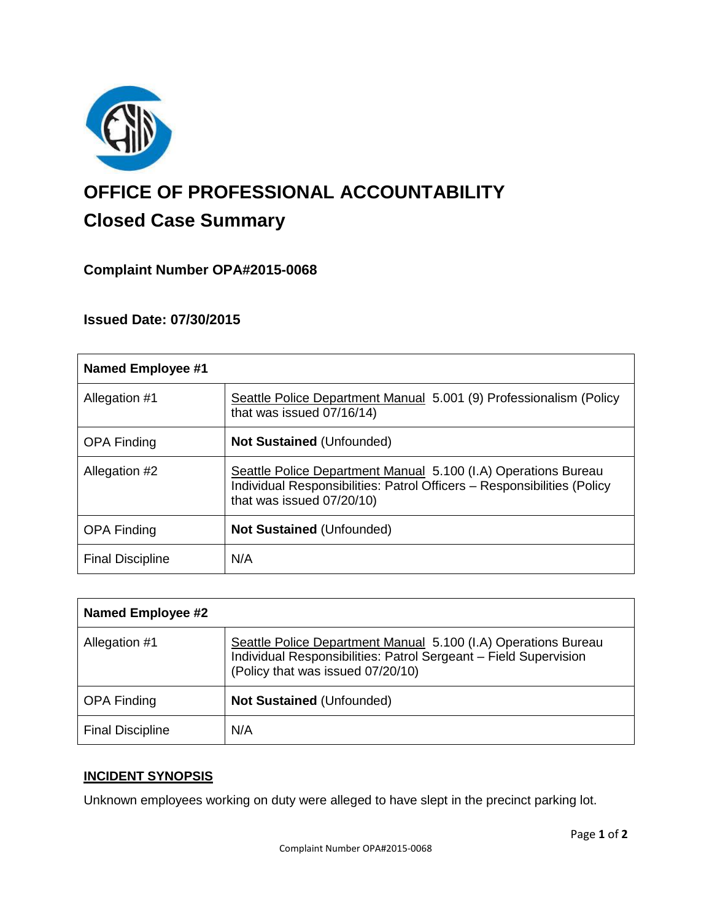# OFFICE OF PROFESSIONAL ACCOUNTABILITY

## Closed Case Summary

### Complaint Number OPA#2015-0068

### Issued Date: 07/30/2015

| **Named Employee #1** | |
|---|---|
| Allegation #1 | Seattle Police Department Manual 5.001 (9) Professionalism (Policy that was issued 07/16/14) |
| OPA Finding | **Not Sustained** (Unfounded) |
| Allegation #2 | Seattle Police Department Manual 5.100 (I.A) Operations Bureau Individual Responsibilities: Patrol Officers – Responsibilities (Policy that was issued 07/20/10) |
| OPA Finding | **Not Sustained** (Unfounded) |
| Final Discipline | N/A |

| **Named Employee #2** | |
|---|---|
| Allegation #1 | Seattle Police Department Manual 5.100 (I.A) Operations Bureau Individual Responsibilities: Patrol Sergeant – Field Supervision (Policy that was issued 07/20/10) |
| OPA Finding | **Not Sustained** (Unfounded) |
| Final Discipline | N/A |

## INCIDENT SYNOPSIS

Unknown employees working on duty were alleged to have slept in the precinct parking lot.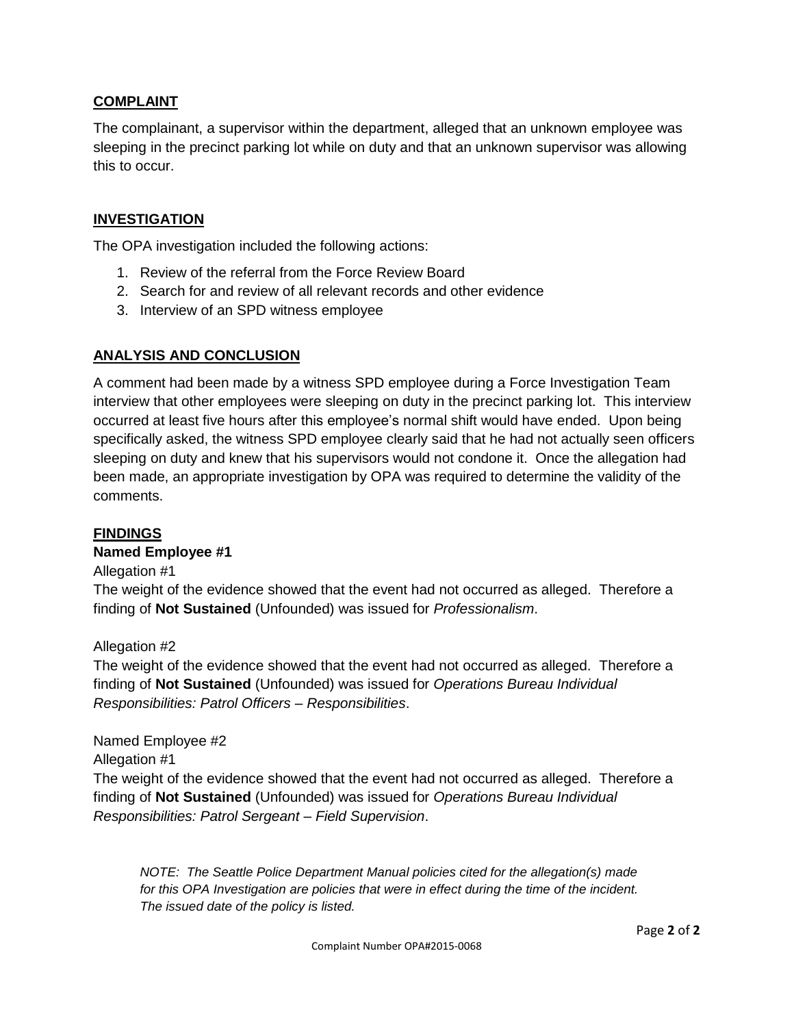## COMPLAINT

The complainant, a supervisor within the department, alleged that an unknown employee was sleeping in the precinct parking lot while on duty and that an unknown supervisor was allowing this to occur.

## INVESTIGATION

The OPA investigation included the following actions:

1. Review of the referral from the Force Review Board
2. Search for and review of all relevant records and other evidence
3. Interview of an SPD witness employee

## ANALYSIS AND CONCLUSION

A comment had been made by a witness SPD employee during a Force Investigation Team interview that other employees were sleeping on duty in the precinct parking lot. This interview occurred at least five hours after this employee's normal shift would have ended. Upon being specifically asked, the witness SPD employee clearly said that he had not actually seen officers sleeping on duty and knew that his supervisors would not condone it. Once the allegation had been made, an appropriate investigation by OPA was required to determine the validity of the comments.

## FINDINGS

**Named Employee #1**

Allegation #1

The weight of the evidence showed that the event had not occurred as alleged. Therefore a finding of **Not Sustained** (Unfounded) was issued for *Professionalism*.

Allegation #2

The weight of the evidence showed that the event had not occurred as alleged. Therefore a finding of **Not Sustained** (Unfounded) was issued for *Operations Bureau Individual Responsibilities: Patrol Officers – Responsibilities*.

Named Employee #2

Allegation #1

The weight of the evidence showed that the event had not occurred as alleged. Therefore a finding of **Not Sustained** (Unfounded) was issued for *Operations Bureau Individual Responsibilities: Patrol Sergeant – Field Supervision*.

> *NOTE: The Seattle Police Department Manual policies cited for the allegation(s) made for this OPA Investigation are policies that were in effect during the time of the incident. The issued date of the policy is listed.*

Complaint Number OPA#2015-0068